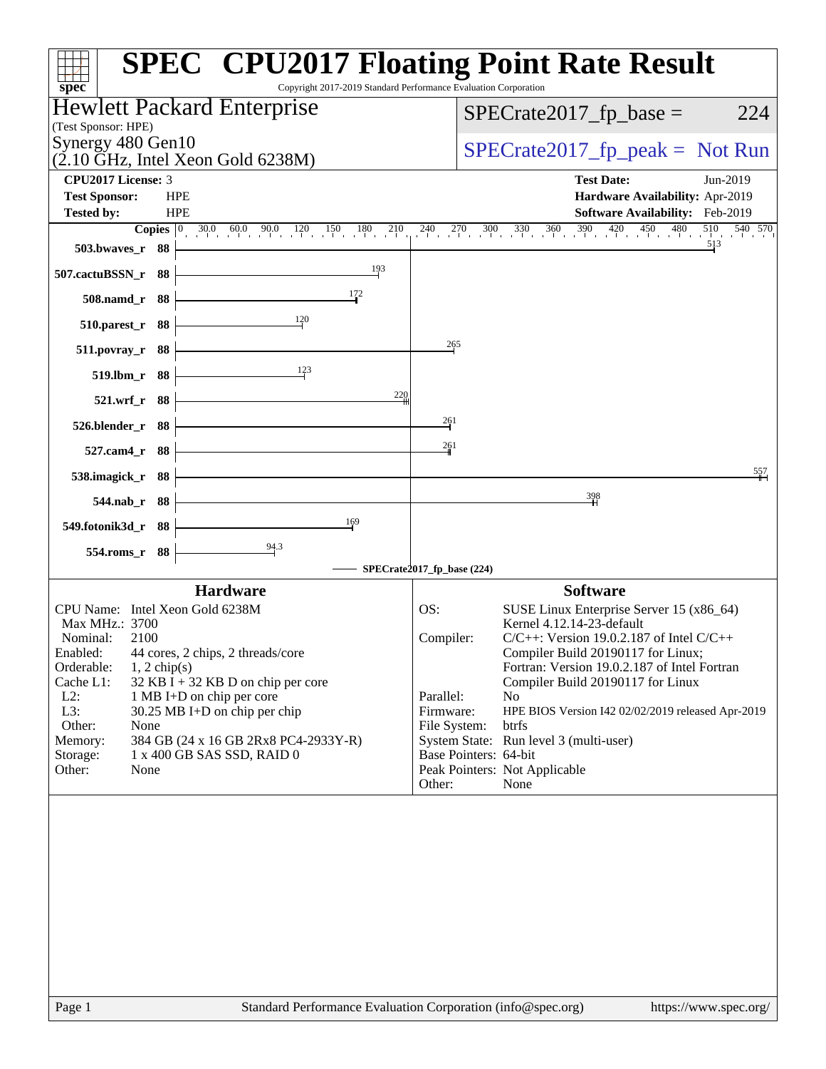# SPEC CPU2017 Floating Point Rate Result

Copyright 2017-2019 Standard Performance Evaluation Corporation

**Hewlett Packard Enterprise**
(Test Sponsor: HPE)
Synergy 480 Gen10
(2.10 GHz, Intel Xeon Gold 6238M)

SPECrate2017_fp_base = 224

SPECrate2017_fp_peak = Not Run

| | | | |
|---|---|---|---|
| **CPU2017 License:** | 3 | **Test Date:** | Jun-2019 |
| **Test Sponsor:** | HPE | **Hardware Availability:** | Apr-2019 |
| **Tested by:** | HPE | **Software Availability:** | Feb-2019 |

| Benchmark | Copies | SPECrate2017_fp_base |
|---|---|---|
| 503.bwaves_r | 88 | 513 |
| 507.cactuBSSN_r | 88 | 193 |
| 508.namd_r | 88 | 172 |
| 510.parest_r | 88 | 120 |
| 511.povray_r | 88 | 265 |
| 519.lbm_r | 88 | 123 |
| 521.wrf_r | 88 | 220 |
| 526.blender_r | 88 | 261 |
| 527.cam4_r | 88 | 261 |
| 538.imagick_r | 88 | 557 |
| 544.nab_r | 88 | 398 |
| 549.fotonik3d_r | 88 | 169 |
| 554.roms_r | 88 | 94.3 |

SPECrate2017_fp_base (224)

## Hardware

| | |
|---|---|
| CPU Name: | Intel Xeon Gold 6238M |
| Max MHz.: | 3700 |
| Nominal: | 2100 |
| Enabled: | 44 cores, 2 chips, 2 threads/core |
| Orderable: | 1, 2 chip(s) |
| Cache L1: | 32 KB I + 32 KB D on chip per core |
| L2: | 1 MB I+D on chip per core |
| L3: | 30.25 MB I+D on chip per chip |
| Other: | None |
| Memory: | 384 GB (24 x 16 GB 2Rx8 PC4-2933Y-R) |
| Storage: | 1 x 400 GB SAS SSD, RAID 0 |
| Other: | None |

## Software

| | |
|---|---|
| OS: | SUSE Linux Enterprise Server 15 (x86_64) Kernel 4.12.14-23-default |
| Compiler: | C/C++: Version 19.0.2.187 of Intel C/C++ Compiler Build 20190117 for Linux; Fortran: Version 19.0.2.187 of Intel Fortran Compiler Build 20190117 for Linux |
| Parallel: | No |
| Firmware: | HPE BIOS Version I42 02/02/2019 released Apr-2019 |
| File System: | btrfs |
| System State: | Run level 3 (multi-user) |
| Base Pointers: | 64-bit |
| Peak Pointers: | Not Applicable |
| Other: | None |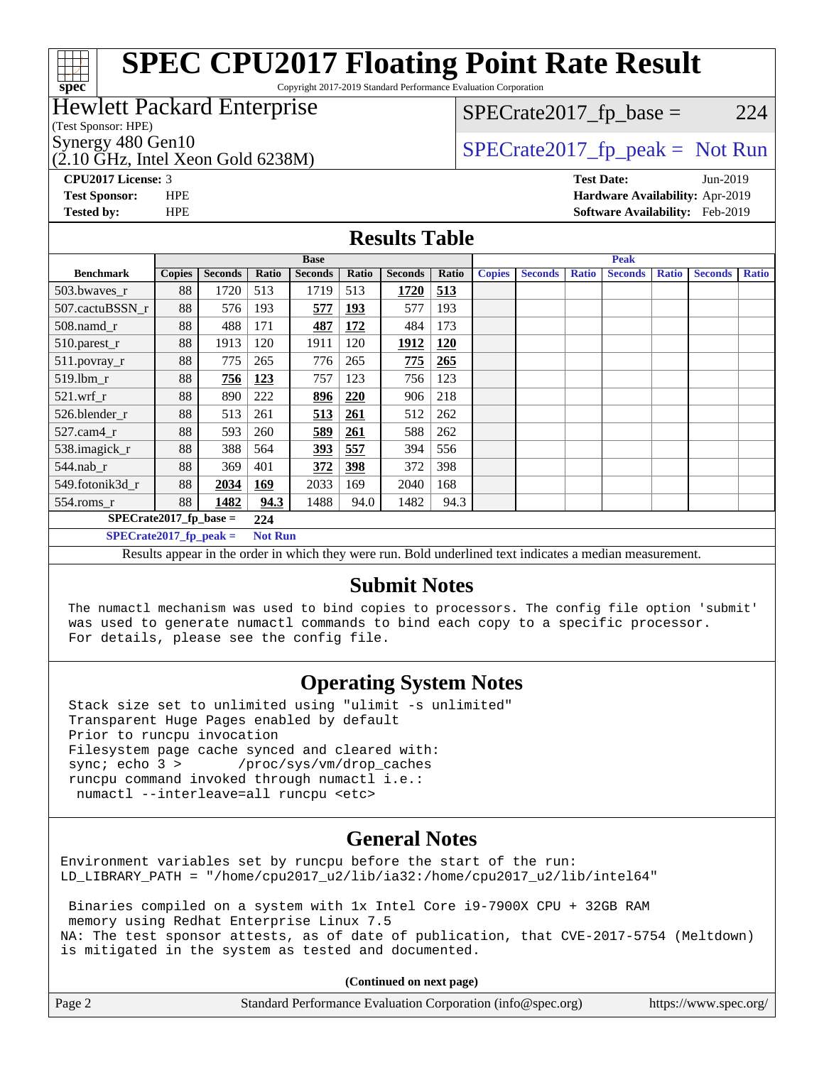# SPEC CPU2017 Floating Point Rate Result

Copyright 2017-2019 Standard Performance Evaluation Corporation

**Hewlett Packard Enterprise**
(Test Sponsor: HPE)
Synergy 480 Gen10
(2.10 GHz, Intel Xeon Gold 6238M)

SPECrate2017_fp_base = 224

SPECrate2017_fp_peak = Not Run

**CPU2017 License:** 3
**Test Sponsor:** HPE
**Tested by:** HPE

**Test Date:** Jun-2019
**Hardware Availability:** Apr-2019
**Software Availability:** Feb-2019

## Results Table

| Benchmark | Base | | | | | | | Peak | | | | | | |
|---|---|---|---|---|---|---|---|---|---|---|---|---|---|---|
| | Copies | Seconds | Ratio | Seconds | Ratio | Seconds | Ratio | Copies | Seconds | Ratio | Seconds | Ratio | Seconds | Ratio |
| 503.bwaves_r | 88 | 1720 | 513 | 1719 | 513 | **1720** | **513** | | | | | | | |
| 507.cactuBSSN_r | 88 | 576 | 193 | **577** | **193** | 577 | 193 | | | | | | | |
| 508.namd_r | 88 | 488 | 171 | **487** | **172** | 484 | 173 | | | | | | | |
| 510.parest_r | 88 | 1913 | 120 | 1911 | 120 | **1912** | **120** | | | | | | | |
| 511.povray_r | 88 | 775 | 265 | 776 | 265 | **775** | **265** | | | | | | | |
| 519.lbm_r | 88 | **756** | **123** | 757 | 123 | 756 | 123 | | | | | | | |
| 521.wrf_r | 88 | 890 | 222 | **896** | **220** | 906 | 218 | | | | | | | |
| 526.blender_r | 88 | 513 | 261 | **513** | **261** | 512 | 262 | | | | | | | |
| 527.cam4_r | 88 | 593 | 260 | **589** | **261** | 588 | 262 | | | | | | | |
| 538.imagick_r | 88 | 388 | 564 | **393** | **557** | 394 | 556 | | | | | | | |
| 544.nab_r | 88 | 369 | 401 | **372** | **398** | 372 | 398 | | | | | | | |
| 549.fotonik3d_r | 88 | **2034** | **169** | 2033 | 169 | 2040 | 168 | | | | | | | |
| 554.roms_r | 88 | **1482** | **94.3** | 1488 | 94.0 | 1482 | 94.3 | | | | | | | |

**SPECrate2017_fp_base = 224**

**SPECrate2017_fp_peak = Not Run**

Results appear in the order in which they were run. Bold underlined text indicates a median measurement.

## Submit Notes

```
The numactl mechanism was used to bind copies to processors. The config file option 'submit'
was used to generate numactl commands to bind each copy to a specific processor.
For details, please see the config file.
```

## Operating System Notes

```
Stack size set to unlimited using "ulimit -s unlimited"
Transparent Huge Pages enabled by default
Prior to runcpu invocation
Filesystem page cache synced and cleared with:
sync; echo 3 >       /proc/sys/vm/drop_caches
runcpu command invoked through numactl i.e.:
 numactl --interleave=all runcpu <etc>
```

## General Notes

```
Environment variables set by runcpu before the start of the run:
LD_LIBRARY_PATH = "/home/cpu2017_u2/lib/ia32:/home/cpu2017_u2/lib/intel64"

 Binaries compiled on a system with 1x Intel Core i9-7900X CPU + 32GB RAM
 memory using Redhat Enterprise Linux 7.5
NA: The test sponsor attests, as of date of publication, that CVE-2017-5754 (Meltdown)
is mitigated in the system as tested and documented.
```

**(Continued on next page)**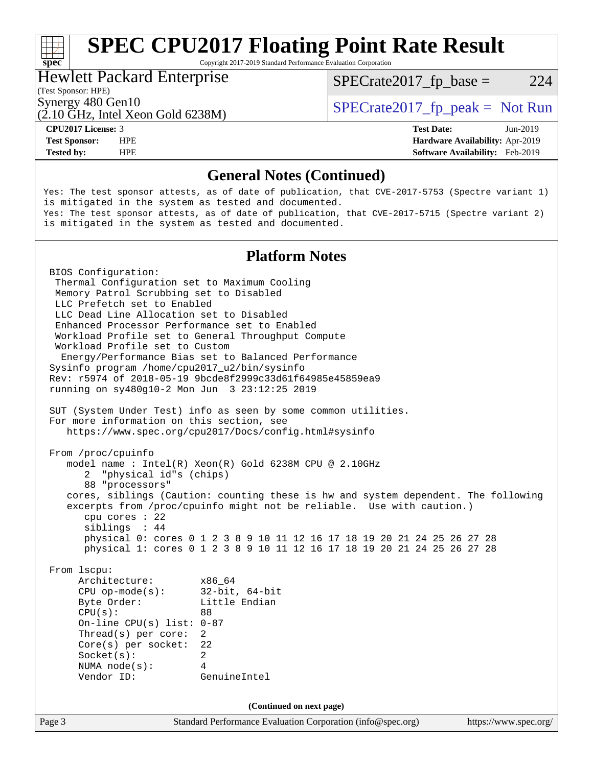## General Notes (Continued)

```
Yes: The test sponsor attests, as of date of publication, that CVE-2017-5753 (Spectre variant 1)
is mitigated in the system as tested and documented.
Yes: The test sponsor attests, as of date of publication, that CVE-2017-5715 (Spectre variant 2)
is mitigated in the system as tested and documented.
```

## Platform Notes

```
BIOS Configuration:
 Thermal Configuration set to Maximum Cooling
 Memory Patrol Scrubbing set to Disabled
 LLC Prefetch set to Enabled
 LLC Dead Line Allocation set to Disabled
 Enhanced Processor Performance set to Enabled
 Workload Profile set to General Throughput Compute
 Workload Profile set to Custom
  Energy/Performance Bias set to Balanced Performance
Sysinfo program /home/cpu2017_u2/bin/sysinfo
Rev: r5974 of 2018-05-19 9bcde8f2999c33d61f64985e45859ea9
running on sy480g10-2 Mon Jun  3 23:12:25 2019

SUT (System Under Test) info as seen by some common utilities.
For more information on this section, see
   https://www.spec.org/cpu2017/Docs/config.html#sysinfo

From /proc/cpuinfo
   model name : Intel(R) Xeon(R) Gold 6238M CPU @ 2.10GHz
      2  "physical id"s (chips)
      88 "processors"
   cores, siblings (Caution: counting these is hw and system dependent. The following
   excerpts from /proc/cpuinfo might not be reliable.  Use with caution.)
      cpu cores : 22
      siblings  : 44
      physical 0: cores 0 1 2 3 8 9 10 11 12 16 17 18 19 20 21 24 25 26 27 28
      physical 1: cores 0 1 2 3 8 9 10 11 12 16 17 18 19 20 21 24 25 26 27 28

From lscpu:
     Architecture:        x86_64
     CPU op-mode(s):      32-bit, 64-bit
     Byte Order:          Little Endian
     CPU(s):              88
     On-line CPU(s) list: 0-87
     Thread(s) per core:  2
     Core(s) per socket:  22
     Socket(s):           2
     NUMA node(s):        4
     Vendor ID:           GenuineIntel
```

(Continued on next page)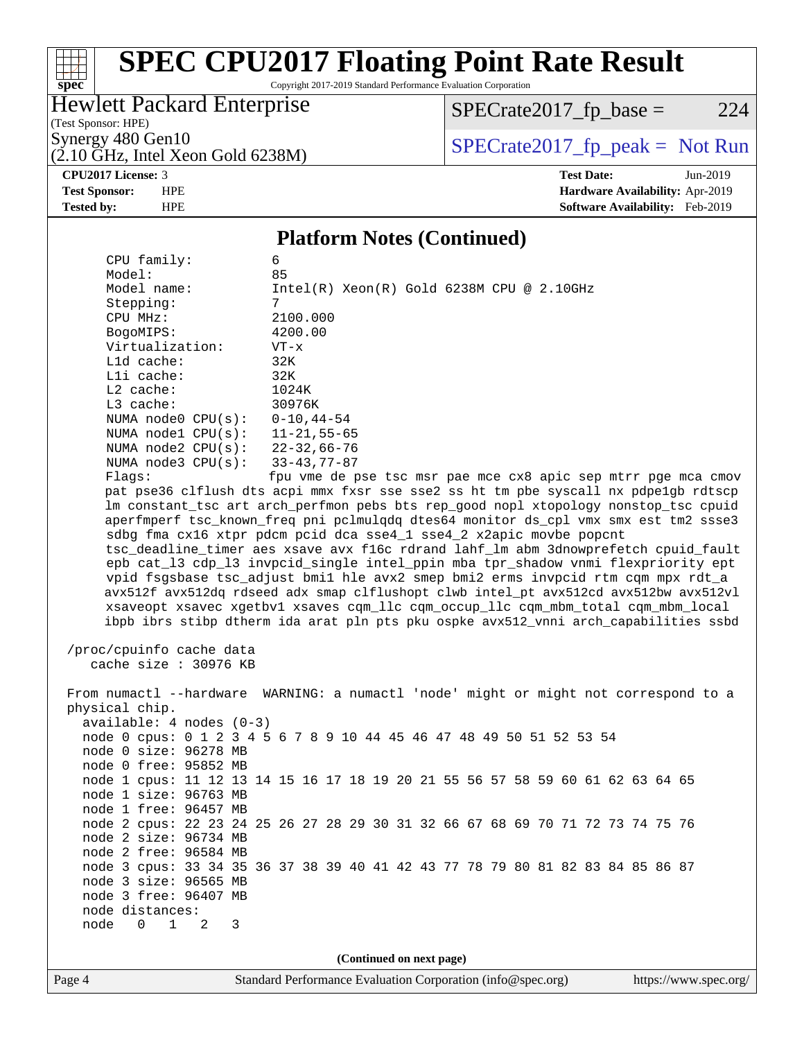## Platform Notes (Continued)

```
     CPU family:          6
     Model:               85
     Model name:          Intel(R) Xeon(R) Gold 6238M CPU @ 2.10GHz
     Stepping:            7
     CPU MHz:             2100.000
     BogoMIPS:            4200.00
     Virtualization:      VT-x
     L1d cache:           32K
     L1i cache:           32K
     L2 cache:            1024K
     L3 cache:            30976K
     NUMA node0 CPU(s):   0-10,44-54
     NUMA node1 CPU(s):   11-21,55-65
     NUMA node2 CPU(s):   22-32,66-76
     NUMA node3 CPU(s):   33-43,77-87
     Flags:               fpu vme de pse tsc msr pae mce cx8 apic sep mtrr pge mca cmov
     pat pse36 clflush dts acpi mmx fxsr sse sse2 ss ht tm pbe syscall nx pdpe1gb rdtscp
     lm constant_tsc art arch_perfmon pebs bts rep_good nopl xtopology nonstop_tsc cpuid
     aperfmperf tsc_known_freq pni pclmulqdq dtes64 monitor ds_cpl vmx smx est tm2 ssse3
     sdbg fma cx16 xtpr pdcm pcid dca sse4_1 sse4_2 x2apic movbe popcnt
     tsc_deadline_timer aes xsave avx f16c rdrand lahf_lm abm 3dnowprefetch cpuid_fault
     epb cat_l3 cdp_l3 invpcid_single intel_ppin mba tpr_shadow vnmi flexpriority ept
     vpid fsgsbase tsc_adjust bmi1 hle avx2 smep bmi2 erms invpcid rtm cqm mpx rdt_a
     avx512f avx512dq rdseed adx smap clflushopt clwb intel_pt avx512cd avx512bw avx512vl
     xsaveopt xsavec xgetbv1 xsaves cqm_llc cqm_occup_llc cqm_mbm_total cqm_mbm_local
     ibpb ibrs stibp dtherm ida arat pln pts pku ospke avx512_vnni arch_capabilities ssbd

 /proc/cpuinfo cache data
    cache size : 30976 KB

 From numactl --hardware  WARNING: a numactl 'node' might or might not correspond to a
 physical chip.
   available: 4 nodes (0-3)
   node 0 cpus: 0 1 2 3 4 5 6 7 8 9 10 44 45 46 47 48 49 50 51 52 53 54
   node 0 size: 96278 MB
   node 0 free: 95852 MB
   node 1 cpus: 11 12 13 14 15 16 17 18 19 20 21 55 56 57 58 59 60 61 62 63 64 65
   node 1 size: 96763 MB
   node 1 free: 96457 MB
   node 2 cpus: 22 23 24 25 26 27 28 29 30 31 32 66 67 68 69 70 71 72 73 74 75 76
   node 2 size: 96734 MB
   node 2 free: 96584 MB
   node 3 cpus: 33 34 35 36 37 38 39 40 41 42 43 77 78 79 80 81 82 83 84 85 86 87
   node 3 size: 96565 MB
   node 3 free: 96407 MB
   node distances:
   node   0   1   2   3
```

(Continued on next page)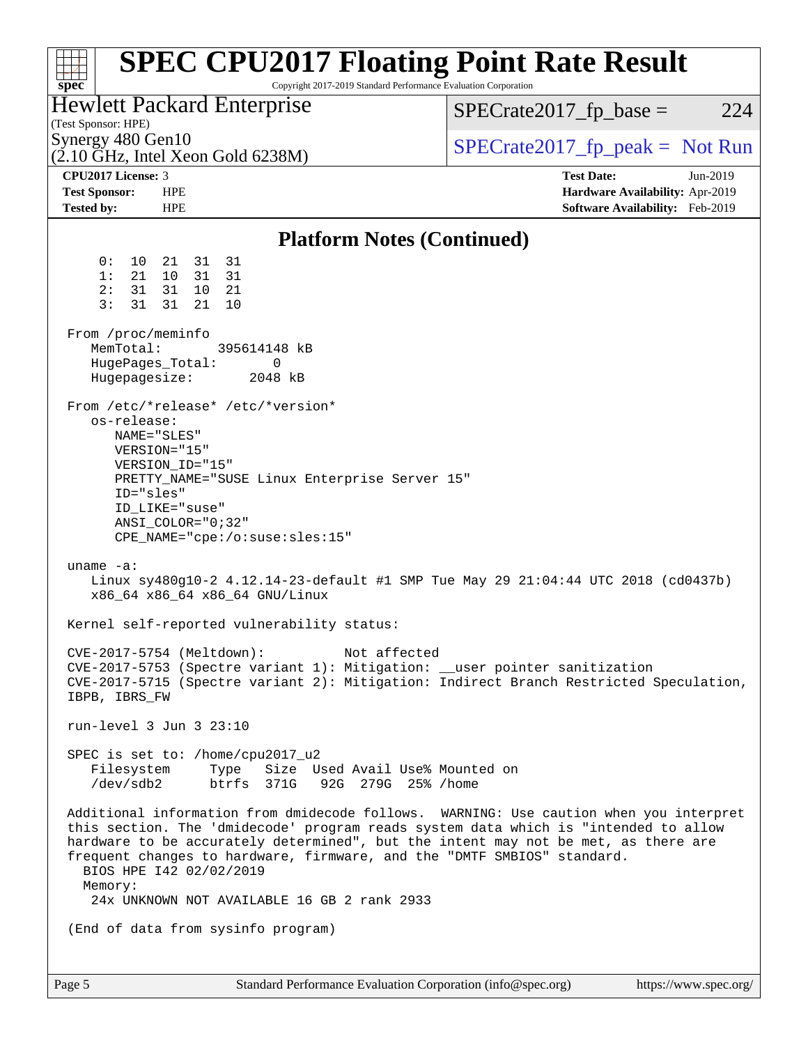## Platform Notes (Continued)

```
     0:  10  21  31  31
     1:  21  10  31  31
     2:  31  31  10  21
     3:  31  31  21  10

 From /proc/meminfo
    MemTotal:       395614148 kB
    HugePages_Total:       0
    Hugepagesize:       2048 kB

 From /etc/*release* /etc/*version*
    os-release:
       NAME="SLES"
       VERSION="15"
       VERSION_ID="15"
       PRETTY_NAME="SUSE Linux Enterprise Server 15"
       ID="sles"
       ID_LIKE="suse"
       ANSI_COLOR="0;32"
       CPE_NAME="cpe:/o:suse:sles:15"

 uname -a:
    Linux sy480g10-2 4.12.14-23-default #1 SMP Tue May 29 21:04:44 UTC 2018 (cd0437b)
    x86_64 x86_64 x86_64 GNU/Linux

 Kernel self-reported vulnerability status:

 CVE-2017-5754 (Meltdown):          Not affected
 CVE-2017-5753 (Spectre variant 1): Mitigation: __user pointer sanitization
 CVE-2017-5715 (Spectre variant 2): Mitigation: Indirect Branch Restricted Speculation,
 IBPB, IBRS_FW

 run-level 3 Jun 3 23:10

 SPEC is set to: /home/cpu2017_u2
    Filesystem     Type   Size  Used Avail Use% Mounted on
    /dev/sdb2      btrfs  371G   92G  279G  25% /home

 Additional information from dmidecode follows.  WARNING: Use caution when you interpret
 this section. The 'dmidecode' program reads system data which is "intended to allow
 hardware to be accurately determined", but the intent may not be met, as there are
 frequent changes to hardware, firmware, and the "DMTF SMBIOS" standard.
   BIOS HPE I42 02/02/2019
   Memory:
    24x UNKNOWN NOT AVAILABLE 16 GB 2 rank 2933

 (End of data from sysinfo program)
```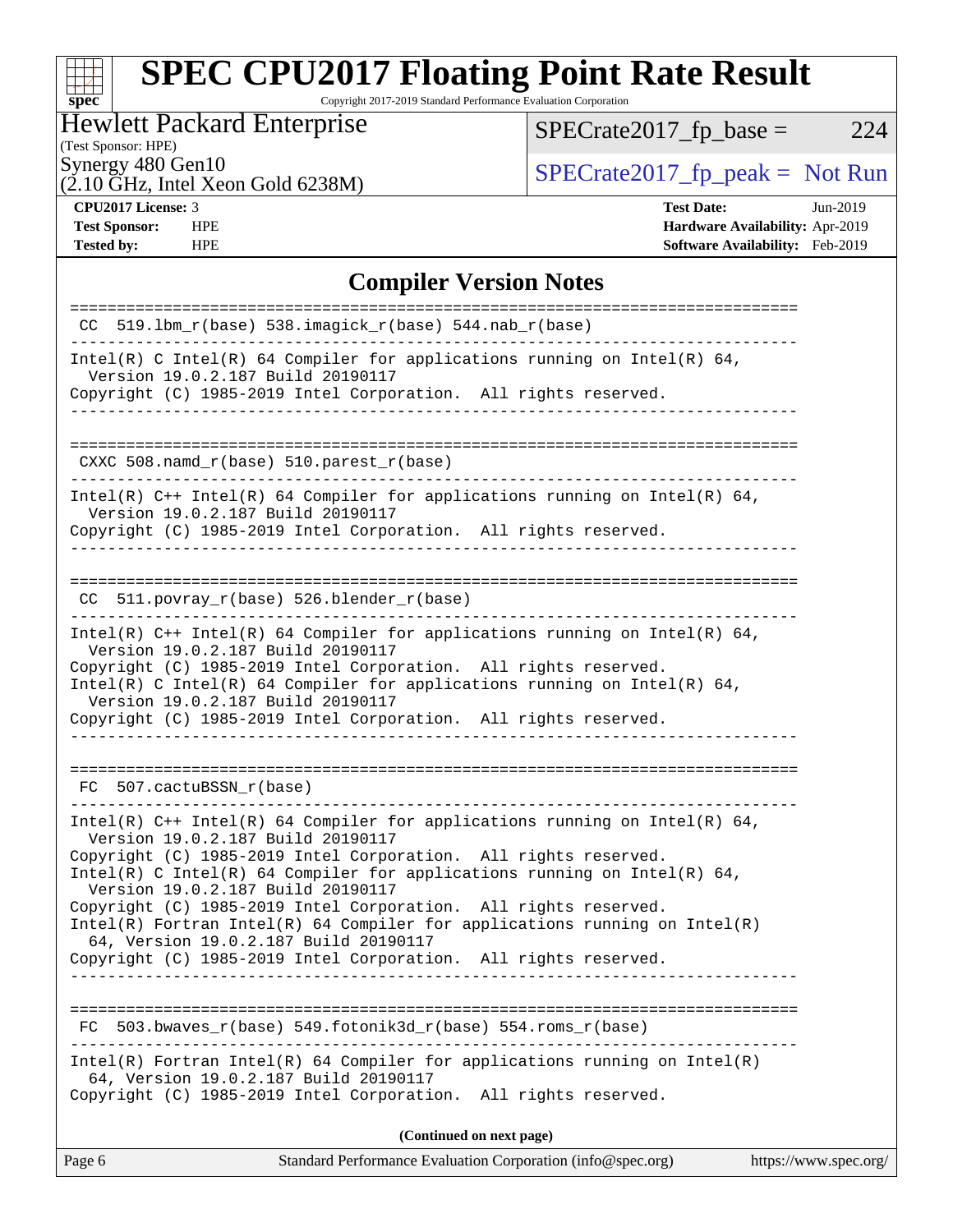# SPEC CPU2017 Floating Point Rate Result

Copyright 2017-2019 Standard Performance Evaluation Corporation

Hewlett Packard Enterprise
(Test Sponsor: HPE)
Synergy 480 Gen10
(2.10 GHz, Intel Xeon Gold 6238M)

SPECrate2017_fp_base = 224

SPECrate2017_fp_peak = Not Run

**CPU2017 License:** 3
**Test Sponsor:** HPE
**Tested by:** HPE

**Test Date:** Jun-2019
**Hardware Availability:** Apr-2019
**Software Availability:** Feb-2019

## Compiler Version Notes

```
==============================================================================
 CC  519.lbm_r(base) 538.imagick_r(base) 544.nab_r(base)
------------------------------------------------------------------------------
Intel(R) C Intel(R) 64 Compiler for applications running on Intel(R) 64,
  Version 19.0.2.187 Build 20190117
Copyright (C) 1985-2019 Intel Corporation.  All rights reserved.
------------------------------------------------------------------------------

==============================================================================
 CXXC 508.namd_r(base) 510.parest_r(base)
------------------------------------------------------------------------------
Intel(R) C++ Intel(R) 64 Compiler for applications running on Intel(R) 64,
  Version 19.0.2.187 Build 20190117
Copyright (C) 1985-2019 Intel Corporation.  All rights reserved.
------------------------------------------------------------------------------

==============================================================================
 CC  511.povray_r(base) 526.blender_r(base)
------------------------------------------------------------------------------
Intel(R) C++ Intel(R) 64 Compiler for applications running on Intel(R) 64,
  Version 19.0.2.187 Build 20190117
Copyright (C) 1985-2019 Intel Corporation.  All rights reserved.
Intel(R) C Intel(R) 64 Compiler for applications running on Intel(R) 64,
  Version 19.0.2.187 Build 20190117
Copyright (C) 1985-2019 Intel Corporation.  All rights reserved.
------------------------------------------------------------------------------

==============================================================================
 FC  507.cactuBSSN_r(base)
------------------------------------------------------------------------------
Intel(R) C++ Intel(R) 64 Compiler for applications running on Intel(R) 64,
  Version 19.0.2.187 Build 20190117
Copyright (C) 1985-2019 Intel Corporation.  All rights reserved.
Intel(R) C Intel(R) 64 Compiler for applications running on Intel(R) 64,
  Version 19.0.2.187 Build 20190117
Copyright (C) 1985-2019 Intel Corporation.  All rights reserved.
Intel(R) Fortran Intel(R) 64 Compiler for applications running on Intel(R)
  64, Version 19.0.2.187 Build 20190117
Copyright (C) 1985-2019 Intel Corporation.  All rights reserved.
------------------------------------------------------------------------------

==============================================================================
 FC  503.bwaves_r(base) 549.fotonik3d_r(base) 554.roms_r(base)
------------------------------------------------------------------------------
Intel(R) Fortran Intel(R) 64 Compiler for applications running on Intel(R)
  64, Version 19.0.2.187 Build 20190117
Copyright (C) 1985-2019 Intel Corporation.  All rights reserved.
```

**(Continued on next page)**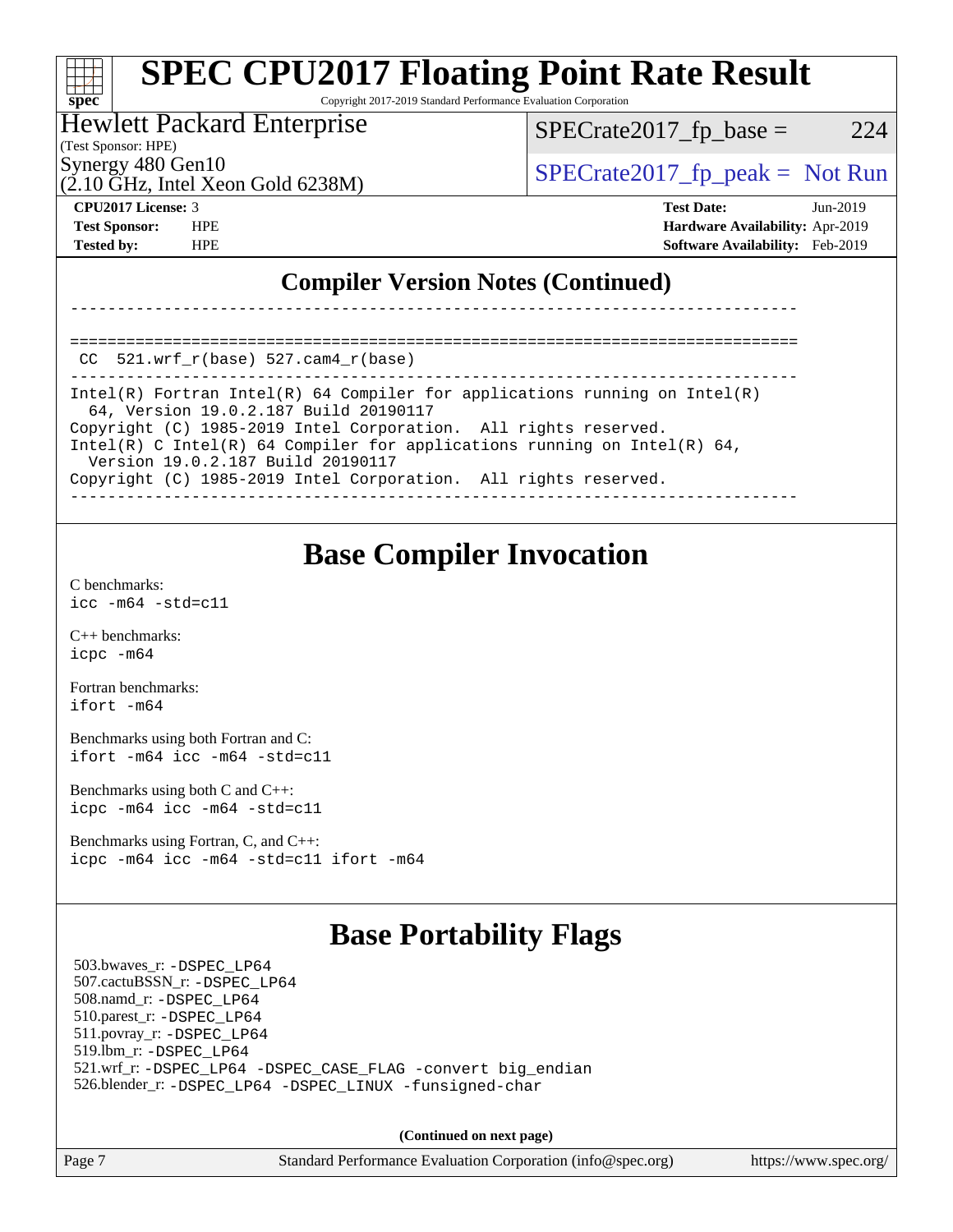## Compiler Version Notes (Continued)

```
------------------------------------------------------------------------------

==============================================================================
 CC  521.wrf_r(base) 527.cam4_r(base)
------------------------------------------------------------------------------
Intel(R) Fortran Intel(R) 64 Compiler for applications running on Intel(R)
  64, Version 19.0.2.187 Build 20190117
Copyright (C) 1985-2019 Intel Corporation.  All rights reserved.
Intel(R) C Intel(R) 64 Compiler for applications running on Intel(R) 64,
  Version 19.0.2.187 Build 20190117
Copyright (C) 1985-2019 Intel Corporation.  All rights reserved.
------------------------------------------------------------------------------
```

## Base Compiler Invocation

C benchmarks:
`icc -m64 -std=c11`

C++ benchmarks:
`icpc -m64`

Fortran benchmarks:
`ifort -m64`

Benchmarks using both Fortran and C:
`ifort -m64 icc -m64 -std=c11`

Benchmarks using both C and C++:
`icpc -m64 icc -m64 -std=c11`

Benchmarks using Fortran, C, and C++:
`icpc -m64 icc -m64 -std=c11 ifort -m64`

## Base Portability Flags

503.bwaves_r: `-DSPEC_LP64`
507.cactuBSSN_r: `-DSPEC_LP64`
508.namd_r: `-DSPEC_LP64`
510.parest_r: `-DSPEC_LP64`
511.povray_r: `-DSPEC_LP64`
519.lbm_r: `-DSPEC_LP64`
521.wrf_r: `-DSPEC_LP64 -DSPEC_CASE_FLAG -convert big_endian`
526.blender_r: `-DSPEC_LP64 -DSPEC_LINUX -funsigned-char`

**(Continued on next page)**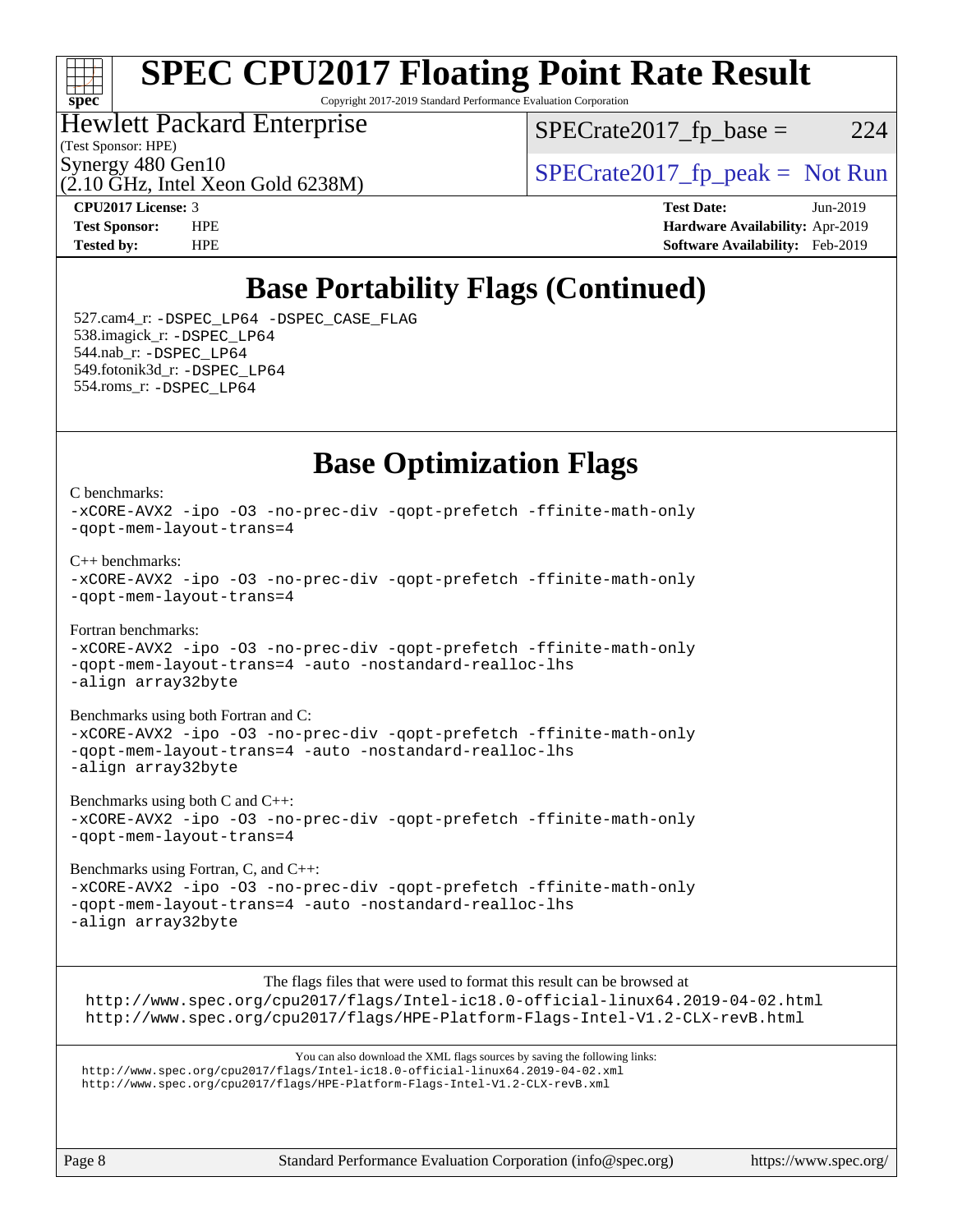# SPEC CPU2017 Floating Point Rate Result

Copyright 2017-2019 Standard Performance Evaluation Corporation

Hewlett Packard Enterprise
(Test Sponsor: HPE)
Synergy 480 Gen10
(2.10 GHz, Intel Xeon Gold 6238M)

SPECrate2017_fp_base = 224

SPECrate2017_fp_peak = Not Run

**CPU2017 License:** 3
**Test Sponsor:** HPE
**Tested by:** HPE

**Test Date:** Jun-2019
**Hardware Availability:** Apr-2019
**Software Availability:** Feb-2019

## Base Portability Flags (Continued)

527.cam4_r: `-DSPEC_LP64 -DSPEC_CASE_FLAG`
538.imagick_r: `-DSPEC_LP64`
544.nab_r: `-DSPEC_LP64`
549.fotonik3d_r: `-DSPEC_LP64`
554.roms_r: `-DSPEC_LP64`

## Base Optimization Flags

C benchmarks:
```
-xCORE-AVX2 -ipo -O3 -no-prec-div -qopt-prefetch -ffinite-math-only
-qopt-mem-layout-trans=4
```

C++ benchmarks:
```
-xCORE-AVX2 -ipo -O3 -no-prec-div -qopt-prefetch -ffinite-math-only
-qopt-mem-layout-trans=4
```

Fortran benchmarks:
```
-xCORE-AVX2 -ipo -O3 -no-prec-div -qopt-prefetch -ffinite-math-only
-qopt-mem-layout-trans=4 -auto -nostandard-realloc-lhs
-align array32byte
```

Benchmarks using both Fortran and C:
```
-xCORE-AVX2 -ipo -O3 -no-prec-div -qopt-prefetch -ffinite-math-only
-qopt-mem-layout-trans=4 -auto -nostandard-realloc-lhs
-align array32byte
```

Benchmarks using both C and C++:
```
-xCORE-AVX2 -ipo -O3 -no-prec-div -qopt-prefetch -ffinite-math-only
-qopt-mem-layout-trans=4
```

Benchmarks using Fortran, C, and C++:
```
-xCORE-AVX2 -ipo -O3 -no-prec-div -qopt-prefetch -ffinite-math-only
-qopt-mem-layout-trans=4 -auto -nostandard-realloc-lhs
-align array32byte
```

The flags files that were used to format this result can be browsed at
http://www.spec.org/cpu2017/flags/Intel-ic18.0-official-linux64.2019-04-02.html
http://www.spec.org/cpu2017/flags/HPE-Platform-Flags-Intel-V1.2-CLX-revB.html

You can also download the XML flags sources by saving the following links:
http://www.spec.org/cpu2017/flags/Intel-ic18.0-official-linux64.2019-04-02.xml
http://www.spec.org/cpu2017/flags/HPE-Platform-Flags-Intel-V1.2-CLX-revB.xml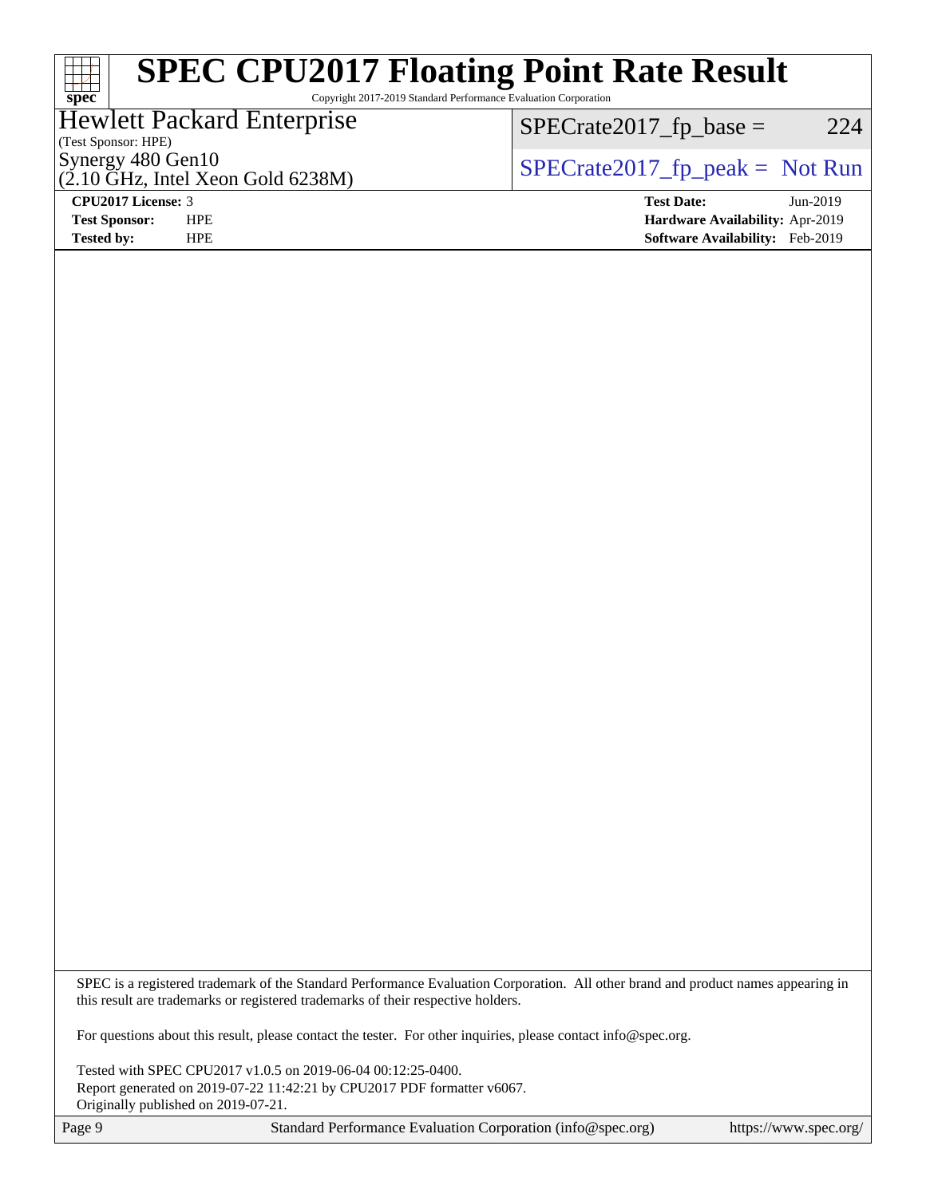# SPEC CPU2017 Floating Point Rate Result

Copyright 2017-2019 Standard Performance Evaluation Corporation

Hewlett Packard Enterprise
(Test Sponsor: HPE)
Synergy 480 Gen10
(2.10 GHz, Intel Xeon Gold 6238M)

SPECrate2017_fp_base = 224

SPECrate2017_fp_peak = Not Run

**CPU2017 License:** 3
**Test Sponsor:** HPE
**Tested by:** HPE

**Test Date:** Jun-2019
**Hardware Availability:** Apr-2019
**Software Availability:** Feb-2019

SPEC is a registered trademark of the Standard Performance Evaluation Corporation. All other brand and product names appearing in this result are trademarks or registered trademarks of their respective holders.

For questions about this result, please contact the tester. For other inquiries, please contact info@spec.org.

Tested with SPEC CPU2017 v1.0.5 on 2019-06-04 00:12:25-0400.
Report generated on 2019-07-22 11:42:21 by CPU2017 PDF formatter v6067.
Originally published on 2019-07-21.